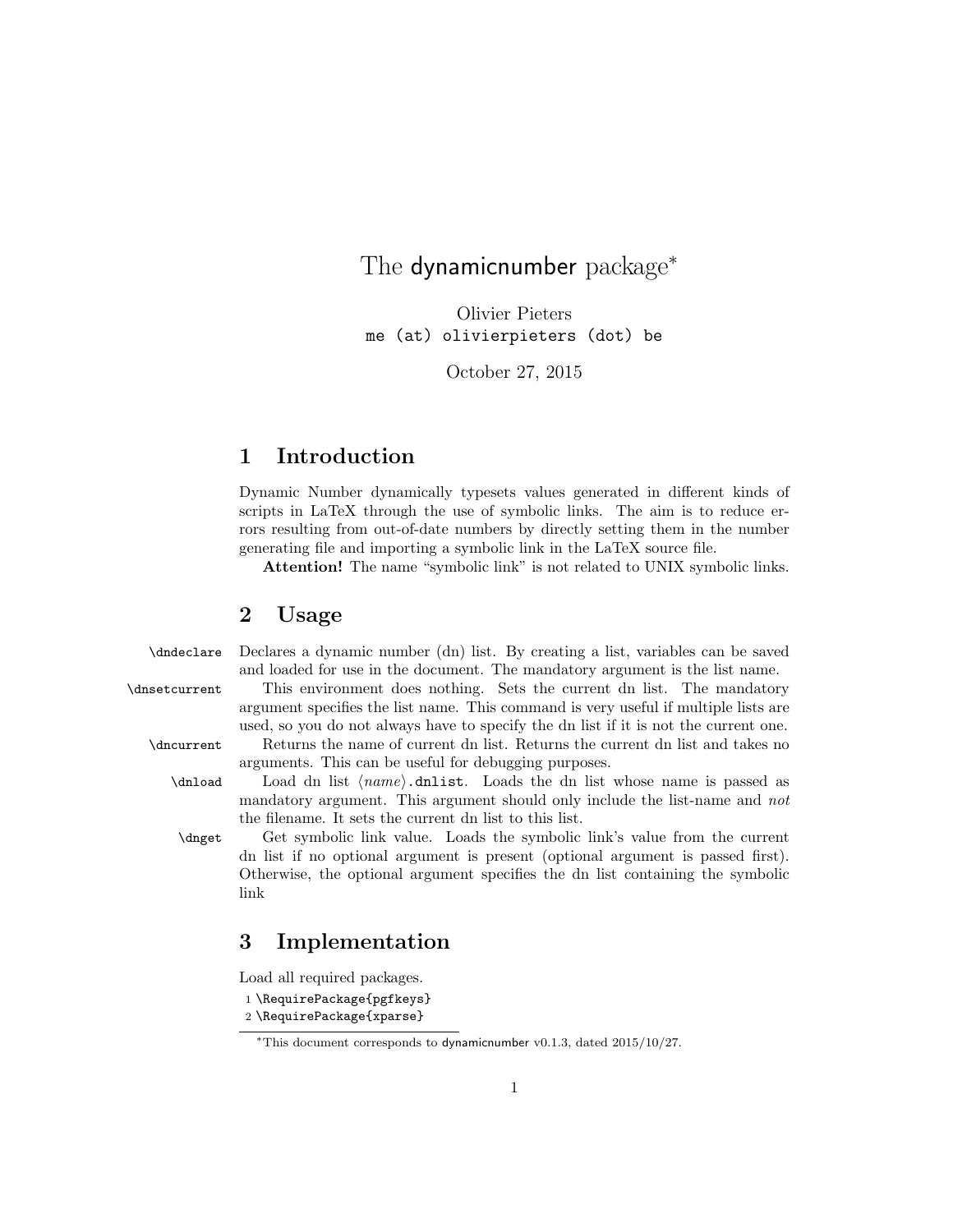# The dynamicnumber package*

Olivier Pieters
`me (at) olivierpieters (dot) be`

October 27, 2015

## 1 Introduction

Dynamic Number dynamically typesets values generated in different kinds of scripts in LaTeX through the use of symbolic links. The aim is to reduce errors resulting from out-of-date numbers by directly setting them in the number generating file and importing a symbolic link in the LaTeX source file.

**Attention!** The name "symbolic link" is not related to UNIX symbolic links.

## 2 Usage

`\dndeclare` Declares a dynamic number (dn) list. By creating a list, variables can be saved and loaded for use in the document. The mandatory argument is the list name.

`\dnsetcurrent` This environment does nothing. Sets the current dn list. The mandatory argument specifies the list name. This command is very useful if multiple lists are used, so you do not always have to specify the dn list if it is not the current one.

`\dncurrent` Returns the name of current dn list. Returns the current dn list and takes no arguments. This can be useful for debugging purposes.

`\dnload` Load dn list ⟨*name*⟩`.dnlist`. Loads the dn list whose name is passed as mandatory argument. This argument should only include the list-name and *not* the filename. It sets the current dn list to this list.

`\dnget` Get symbolic link value. Loads the symbolic link's value from the current dn list if no optional argument is present (optional argument is passed first). Otherwise, the optional argument specifies the dn list containing the symbolic link

## 3 Implementation

Load all required packages.

```
1 \RequirePackage{pgfkeys}
2 \RequirePackage{xparse}
```

*This document corresponds to dynamicnumber v0.1.3, dated 2015/10/27.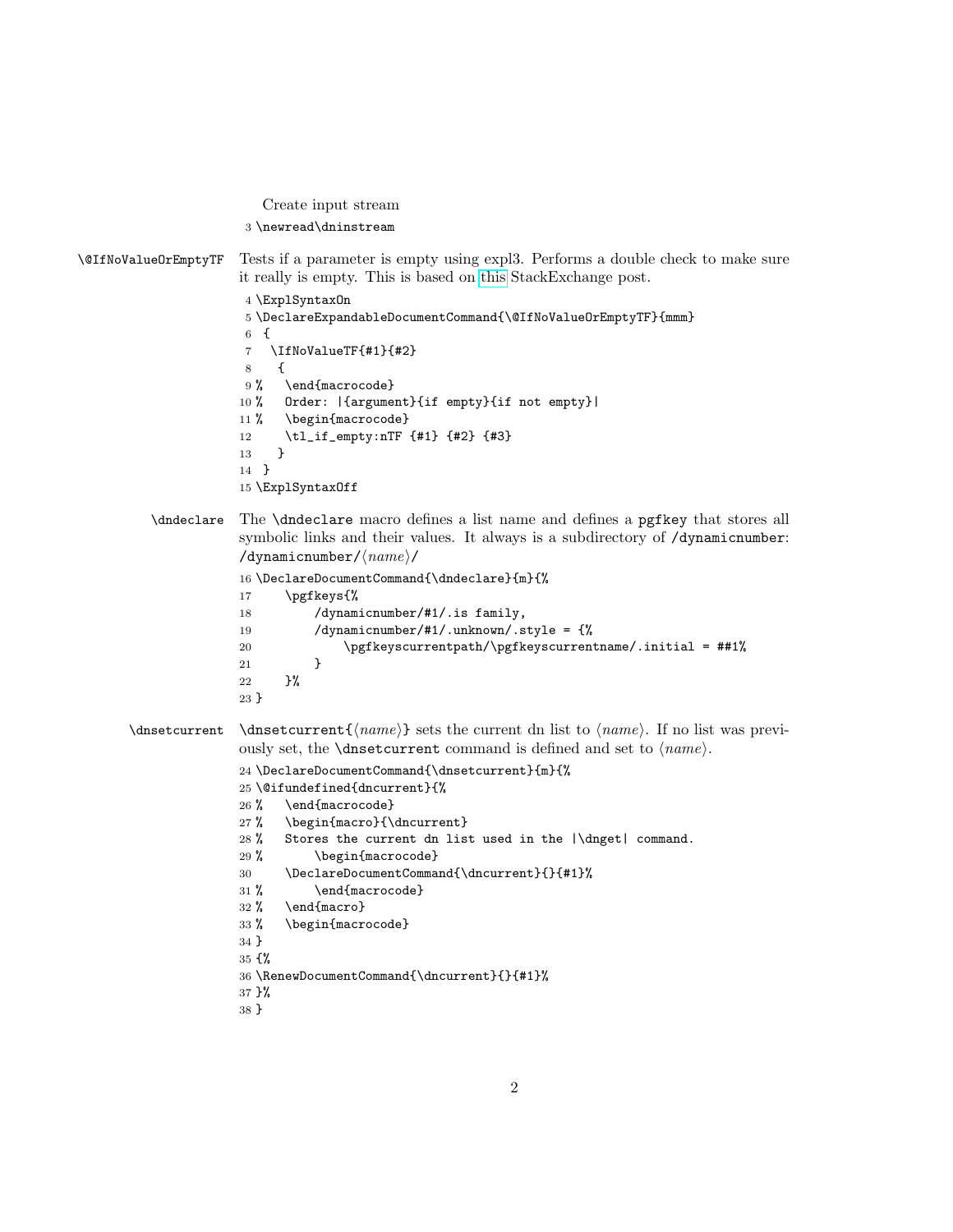Create input stream

```
3 \newread\dninstream
```

**\@IfNoValueOrEmptyTF** Tests if a parameter is empty using expl3. Performs a double check to make sure it really is empty. This is based on this StackExchange post.

```
4 \ExplSyntaxOn
5 \DeclareExpandableDocumentCommand{\@IfNoValueOrEmptyTF}{mmm}
6  {
7   \IfNoValueTF{#1}{#2}
8    {
9 %   \end{macrocode}
10 %   Order: |{argument}{if empty}{if not empty}|
11 %   \begin{macrocode}
12     \tl_if_empty:nTF {#1} {#2} {#3}
13    }
14  }
15 \ExplSyntaxOff
```

**\dndeclare** The `\dndeclare` macro defines a list name and defines a `pgfkey` that stores all symbolic links and their values. It always is a subdirectory of `/dynamicnumber`: `/dynamicnumber/`⟨*name*⟩`/`

```
16 \DeclareDocumentCommand{\dndeclare}{m}{%
17     \pgfkeys{%
18         /dynamicnumber/#1/.is family,
19         /dynamicnumber/#1/.unknown/.style = {%
20             \pgfkeyscurrentpath/\pgfkeyscurrentname/.initial = ##1%
21         }
22     }%
23 }
```

**\dnsetcurrent** `\dnsetcurrent{`⟨*name*⟩`}` sets the current dn list to ⟨*name*⟩. If no list was previously set, the `\dnsetcurrent` command is defined and set to ⟨*name*⟩.

```
24 \DeclareDocumentCommand{\dnsetcurrent}{m}{%
25 \@ifundefined{dncurrent}{%
26 %   \end{macrocode}
27 %   \begin{macro}{\dncurrent}
28 %   Stores the current dn list used in the |\dnget| command.
29 %       \begin{macrocode}
30     \DeclareDocumentCommand{\dncurrent}{}{#1}%
31 %       \end{macrocode}
32 %   \end{macro}
33 %   \begin{macrocode}
34 }
35 {%
36 \RenewDocumentCommand{\dncurrent}{}{#1}%
37 }%
38 }
```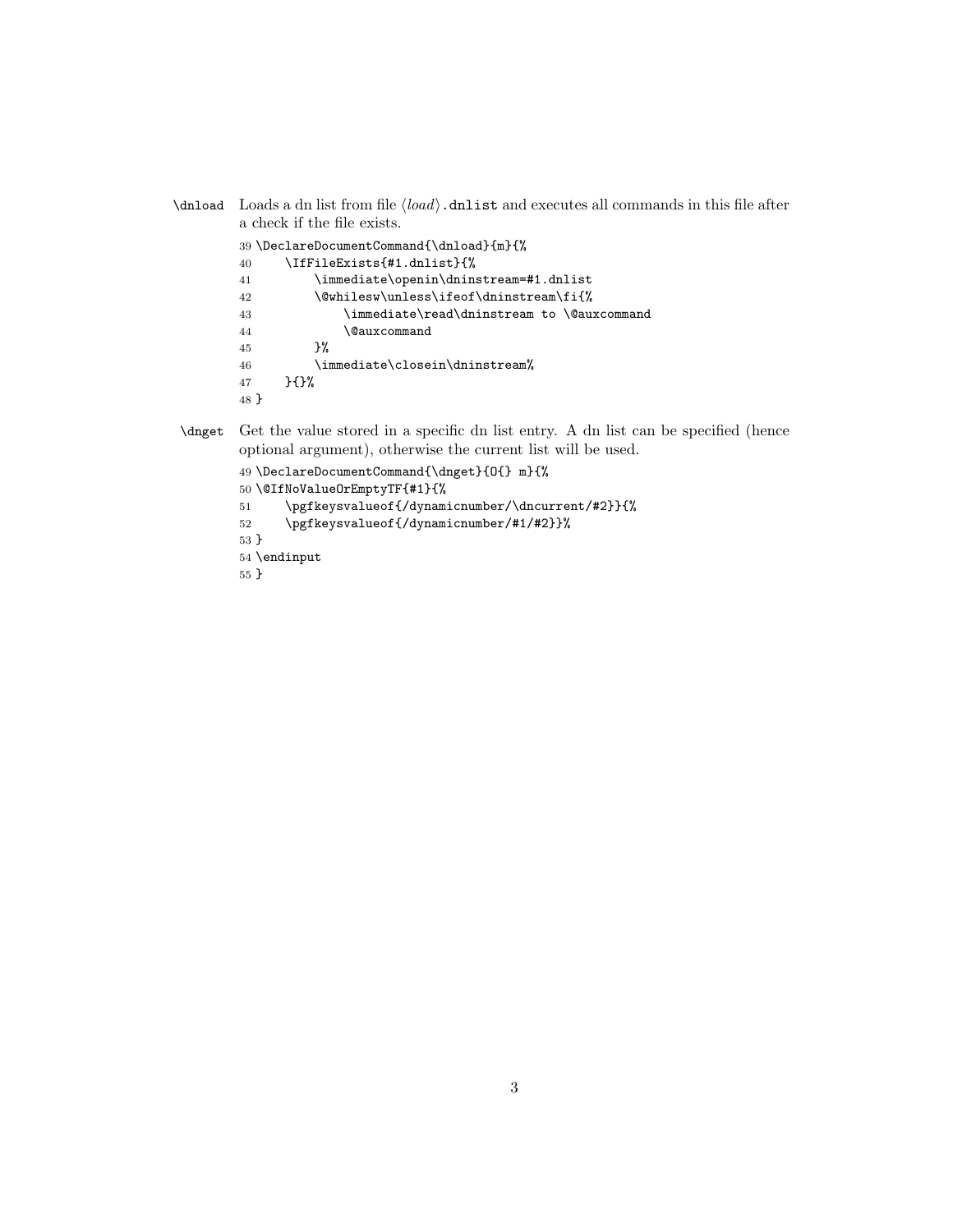`\dnload` Loads a dn list from file ⟨*load*⟩`.dnlist` and executes all commands in this file after a check if the file exists.

```
39 \DeclareDocumentCommand{\dnload}{m}{%
40     \IfFileExists{#1.dnlist}{%
41         \immediate\openin\dninstream=#1.dnlist
42         \@whilesw\unless\ifeof\dninstream\fi{%
43             \immediate\read\dninstream to \@auxcommand
44             \@auxcommand
45         }%
46         \immediate\closein\dninstream%
47     }{}%
48 }
```

`\dnget` Get the value stored in a specific dn list entry. A dn list can be specified (hence optional argument), otherwise the current list will be used.

```
49 \DeclareDocumentCommand{\dnget}{O{} m}{%
50 \@IfNoValueOrEmptyTF{#1}{%
51     \pgfkeysvalueof{/dynamicnumber/\dncurrent/#2}}{%
52     \pgfkeysvalueof{/dynamicnumber/#1/#2}}%
53 }
54 \endinput
55 }
```